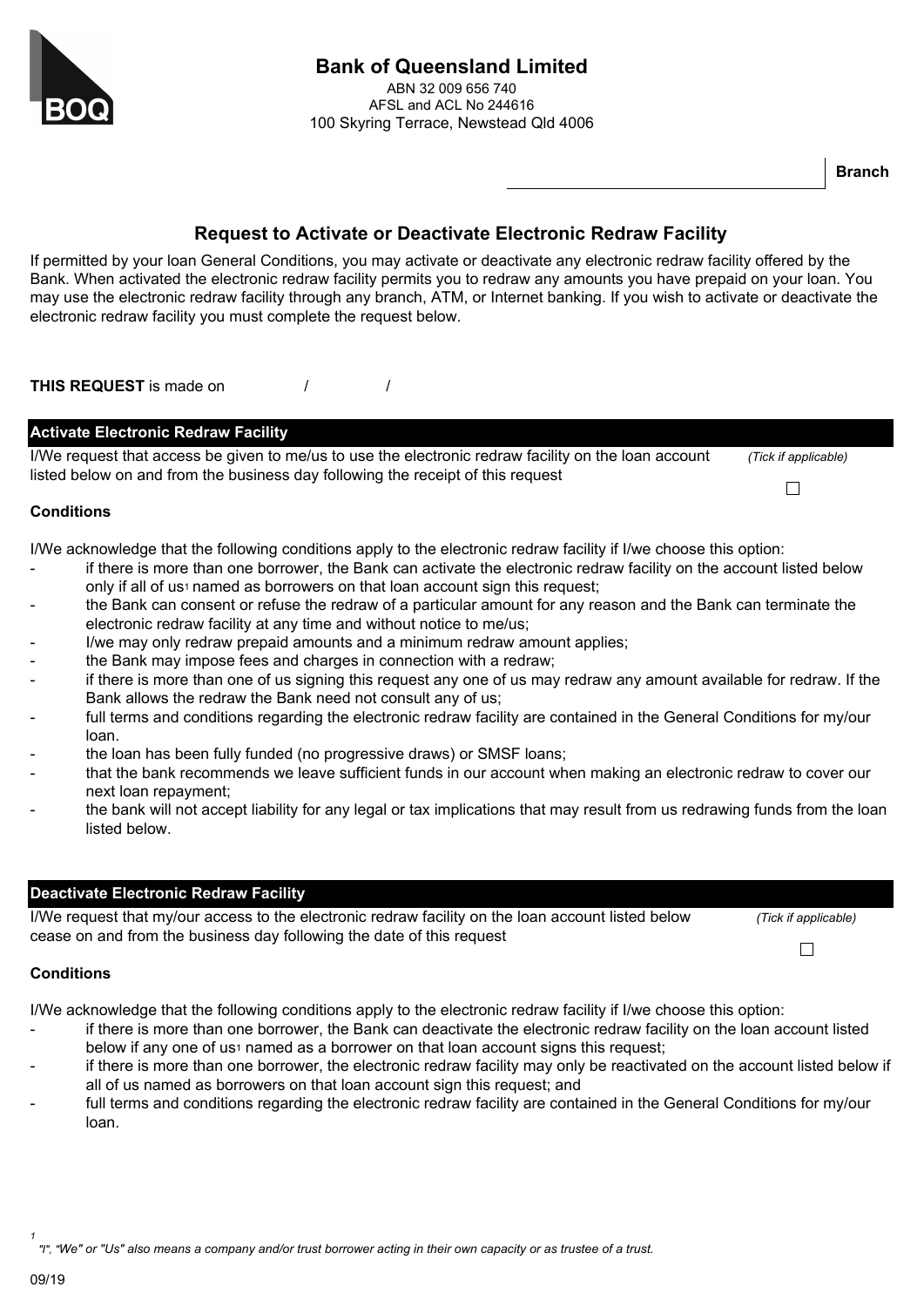**Bank of Queensland Limited**
ABN 32 009 656 740
AFSL and ACL No 244616
100 Skyring Terrace, Newstead Qld 4006

**Branch** ______________________

## Request to Activate or Deactivate Electronic Redraw Facility

If permitted by your loan General Conditions, you may activate or deactivate any electronic redraw facility offered by the Bank. When activated the electronic redraw facility permits you to redraw any amounts you have prepaid on your loan. You may use the electronic redraw facility through any branch, ATM, or Internet banking. If you wish to activate or deactivate the electronic redraw facility you must complete the request below.

**THIS REQUEST** is made on &nbsp;&nbsp;&nbsp;&nbsp; / &nbsp;&nbsp;&nbsp;&nbsp; /

### Activate Electronic Redraw Facility

I/We request that access be given to me/us to use the electronic redraw facility on the loan account listed below on and from the business day following the receipt of this request *(Tick if applicable)* ☐

**Conditions**

I/We acknowledge that the following conditions apply to the electronic redraw facility if I/we choose this option:

- if there is more than one borrower, the Bank can activate the electronic redraw facility on the account listed below only if all of us[1] named as borrowers on that loan account sign this request;
- the Bank can consent or refuse the redraw of a particular amount for any reason and the Bank can terminate the electronic redraw facility at any time and without notice to me/us;
- I/we may only redraw prepaid amounts and a minimum redraw amount applies;
- the Bank may impose fees and charges in connection with a redraw;
- if there is more than one of us signing this request any one of us may redraw any amount available for redraw. If the Bank allows the redraw the Bank need not consult any of us;
- full terms and conditions regarding the electronic redraw facility are contained in the General Conditions for my/our loan.
- the loan has been fully funded (no progressive draws) or SMSF loans;
- that the bank recommends we leave sufficient funds in our account when making an electronic redraw to cover our next loan repayment;
- the bank will not accept liability for any legal or tax implications that may result from us redrawing funds from the loan listed below.

### Deactivate Electronic Redraw Facility

I/We request that my/our access to the electronic redraw facility on the loan account listed below cease on and from the business day following the date of this request *(Tick if applicable)* ☐

**Conditions**

I/We acknowledge that the following conditions apply to the electronic redraw facility if I/we choose this option:

- if there is more than one borrower, the Bank can deactivate the electronic redraw facility on the loan account listed below if any one of us[1] named as a borrower on that loan account signs this request;
- if there is more than one borrower, the electronic redraw facility may only be reactivated on the account listed below if all of us named as borrowers on that loan account sign this request; and
- full terms and conditions regarding the electronic redraw facility are contained in the General Conditions for my/our loan.

[1] *"I", "We" or "Us" also means a company and/or trust borrower acting in their own capacity or as trustee of a trust.*

09/19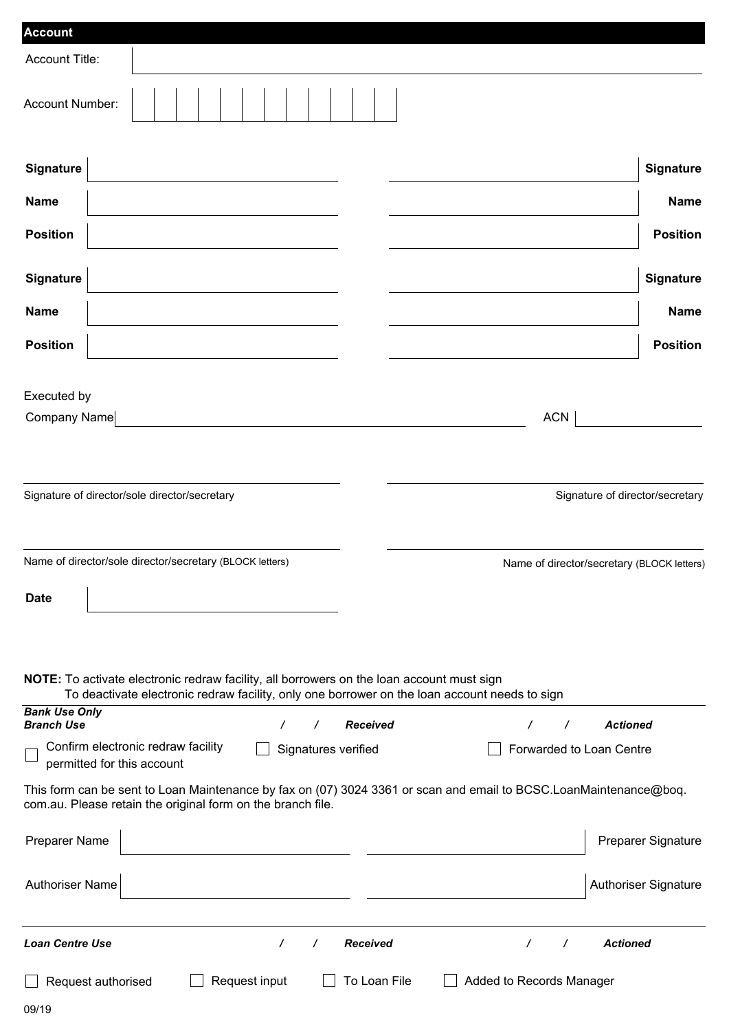## Account

Account Title:

Account Number: | | | | | | | | | | | | |

| | | | |
|---|---|---|---|
| **Signature** | | | **Signature** |
| **Name** | | | **Name** |
| **Position** | | | **Position** |
| **Signature** | | | **Signature** |
| **Name** | | | **Name** |
| **Position** | | | **Position** |

Executed by

Company Name ______________________ ACN ____________

Signature of director/sole director/secretary

Signature of director/secretary

Name of director/sole director/secretary (BLOCK letters)

Name of director/secretary (BLOCK letters)

**Date**

**NOTE:** To activate electronic redraw facility, all borrowers on the loan account must sign
To deactivate electronic redraw facility, only one borrower on the loan account needs to sign

***Bank Use Only***
***Branch Use*** / / ***Received*** / / ***Actioned***

☐ Confirm electronic redraw facility permitted for this account ☐ Signatures verified ☐ Forwarded to Loan Centre

This form can be sent to Loan Maintenance by fax on (07) 3024 3361 or scan and email to BCSC.LoanMaintenance@boq.com.au. Please retain the original form on the branch file.

Preparer Name ______________________ Preparer Signature

Authoriser Name ______________________ Authoriser Signature

***Loan Centre Use*** / / ***Received*** / / ***Actioned***

☐ Request authorised ☐ Request input ☐ To Loan File ☐ Added to Records Manager

09/19